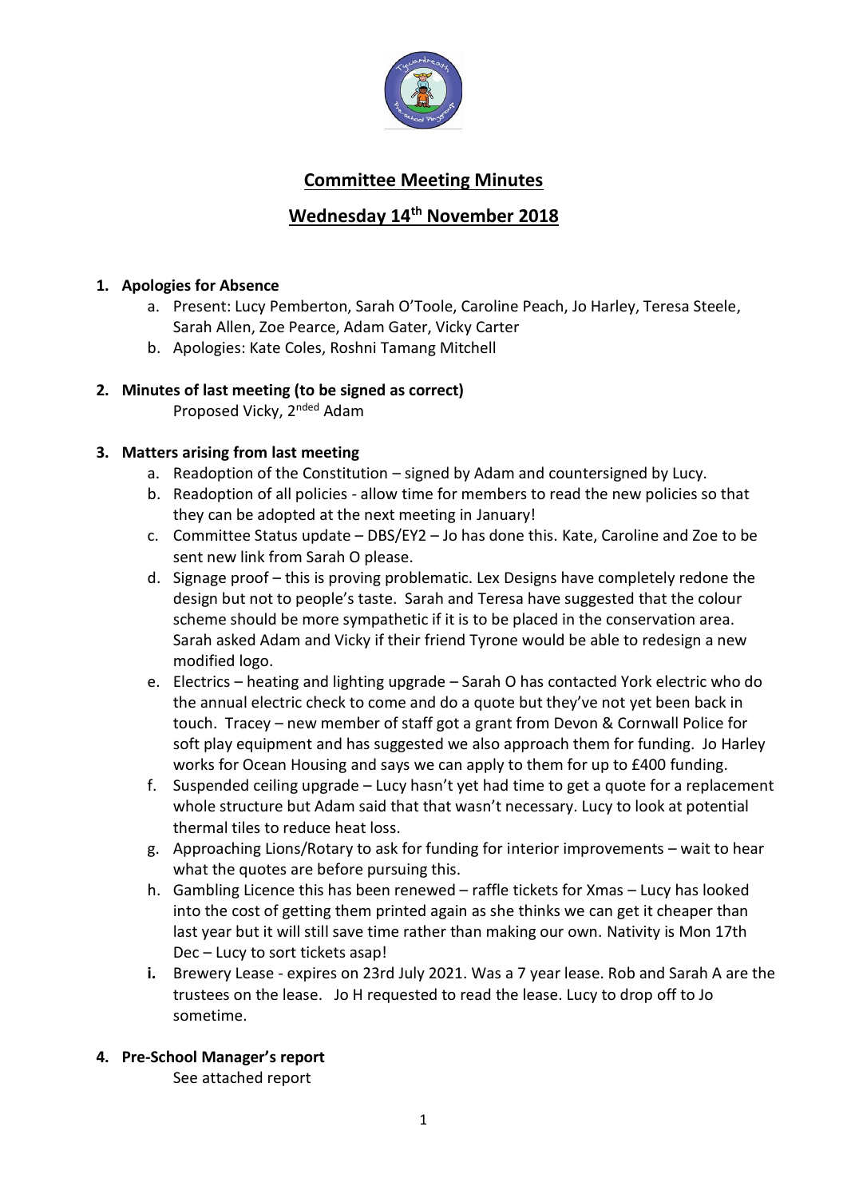# Committee Meeting Minutes

## Wednesday 14th November 2018

1. **Apologies for Absence**
   a. Present: Lucy Pemberton, Sarah O'Toole, Caroline Peach, Jo Harley, Teresa Steele, Sarah Allen, Zoe Pearce, Adam Gater, Vicky Carter
   b. Apologies: Kate Coles, Roshni Tamang Mitchell

2. **Minutes of last meeting (to be signed as correct)**
   Proposed Vicky, 2nded Adam

3. **Matters arising from last meeting**
   a. Readoption of the Constitution – signed by Adam and countersigned by Lucy.
   b. Readoption of all policies - allow time for members to read the new policies so that they can be adopted at the next meeting in January!
   c. Committee Status update – DBS/EY2 – Jo has done this. Kate, Caroline and Zoe to be sent new link from Sarah O please.
   d. Signage proof – this is proving problematic. Lex Designs have completely redone the design but not to people's taste. Sarah and Teresa have suggested that the colour scheme should be more sympathetic if it is to be placed in the conservation area. Sarah asked Adam and Vicky if their friend Tyrone would be able to redesign a new modified logo.
   e. Electrics – heating and lighting upgrade – Sarah O has contacted York electric who do the annual electric check to come and do a quote but they've not yet been back in touch. Tracey – new member of staff got a grant from Devon & Cornwall Police for soft play equipment and has suggested we also approach them for funding. Jo Harley works for Ocean Housing and says we can apply to them for up to £400 funding.
   f. Suspended ceiling upgrade – Lucy hasn't yet had time to get a quote for a replacement whole structure but Adam said that that wasn't necessary. Lucy to look at potential thermal tiles to reduce heat loss.
   g. Approaching Lions/Rotary to ask for funding for interior improvements – wait to hear what the quotes are before pursuing this.
   h. Gambling Licence this has been renewed – raffle tickets for Xmas – Lucy has looked into the cost of getting them printed again as she thinks we can get it cheaper than last year but it will still save time rather than making our own. Nativity is Mon 17th Dec – Lucy to sort tickets asap!
   **i.** Brewery Lease - expires on 23rd July 2021. Was a 7 year lease. Rob and Sarah A are the trustees on the lease. Jo H requested to read the lease. Lucy to drop off to Jo sometime.

4. **Pre-School Manager's report**
   See attached report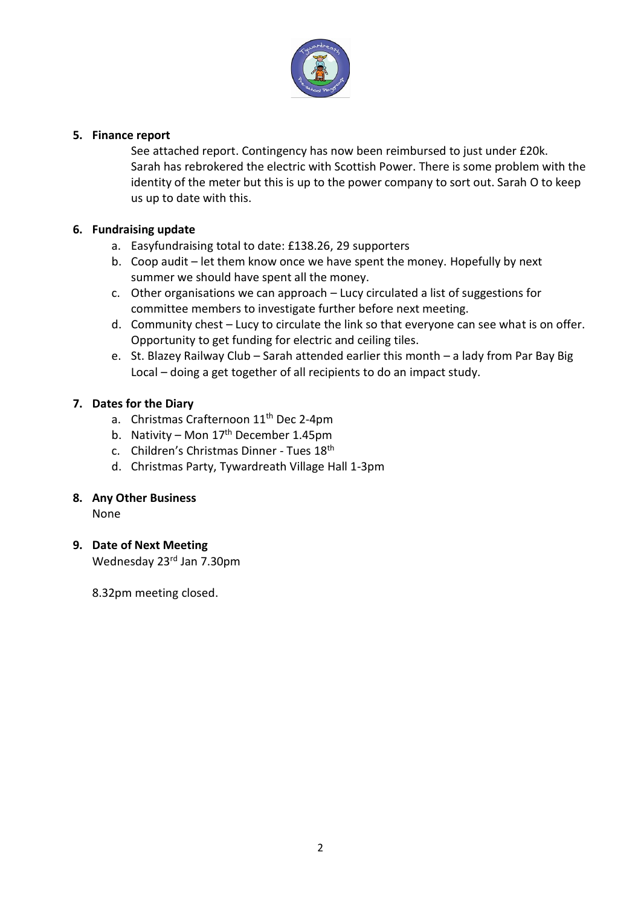5. **Finance report**

   See attached report. Contingency has now been reimbursed to just under £20k. Sarah has rebrokered the electric with Scottish Power. There is some problem with the identity of the meter but this is up to the power company to sort out. Sarah O to keep us up to date with this.

6. **Fundraising update**
   a. Easyfundraising total to date: £138.26, 29 supporters
   b. Coop audit – let them know once we have spent the money. Hopefully by next summer we should have spent all the money.
   c. Other organisations we can approach – Lucy circulated a list of suggestions for committee members to investigate further before next meeting.
   d. Community chest – Lucy to circulate the link so that everyone can see what is on offer. Opportunity to get funding for electric and ceiling tiles.
   e. St. Blazey Railway Club – Sarah attended earlier this month – a lady from Par Bay Big Local – doing a get together of all recipients to do an impact study.

7. **Dates for the Diary**
   a. Christmas Crafternoon 11th Dec 2-4pm
   b. Nativity – Mon 17th December 1.45pm
   c. Children's Christmas Dinner - Tues 18th
   d. Christmas Party, Tywardreath Village Hall 1-3pm

8. **Any Other Business**

   None

9. **Date of Next Meeting**

   Wednesday 23rd Jan 7.30pm

   8.32pm meeting closed.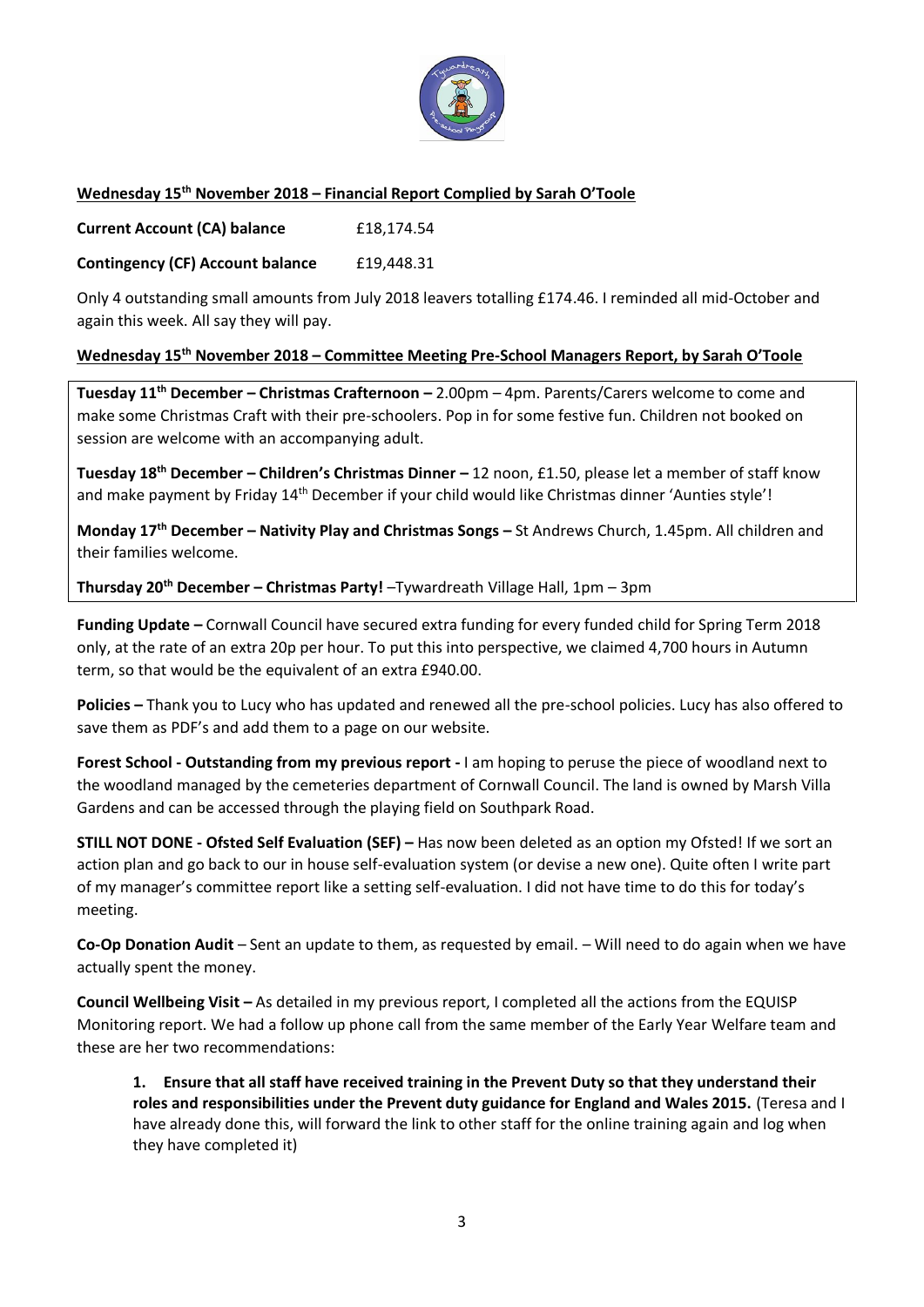**Wednesday 15th November 2018 – Financial Report Complied by Sarah O'Toole**

**Current Account (CA) balance** £18,174.54

**Contingency (CF) Account balance** £19,448.31

Only 4 outstanding small amounts from July 2018 leavers totalling £174.46. I reminded all mid-October and again this week. All say they will pay.

**Wednesday 15th November 2018 – Committee Meeting Pre-School Managers Report, by Sarah O'Toole**

**Tuesday 11th December – Christmas Crafternoon –** 2.00pm – 4pm. Parents/Carers welcome to come and make some Christmas Craft with their pre-schoolers. Pop in for some festive fun. Children not booked on session are welcome with an accompanying adult.

**Tuesday 18th December – Children's Christmas Dinner –** 12 noon, £1.50, please let a member of staff know and make payment by Friday 14th December if your child would like Christmas dinner 'Aunties style'!

**Monday 17th December – Nativity Play and Christmas Songs –** St Andrews Church, 1.45pm. All children and their families welcome.

**Thursday 20th December – Christmas Party!** –Tywardreath Village Hall, 1pm – 3pm

**Funding Update –** Cornwall Council have secured extra funding for every funded child for Spring Term 2018 only, at the rate of an extra 20p per hour. To put this into perspective, we claimed 4,700 hours in Autumn term, so that would be the equivalent of an extra £940.00.

**Policies –** Thank you to Lucy who has updated and renewed all the pre-school policies. Lucy has also offered to save them as PDF's and add them to a page on our website.

**Forest School - Outstanding from my previous report -** I am hoping to peruse the piece of woodland next to the woodland managed by the cemeteries department of Cornwall Council. The land is owned by Marsh Villa Gardens and can be accessed through the playing field on Southpark Road.

**STILL NOT DONE - Ofsted Self Evaluation (SEF) –** Has now been deleted as an option my Ofsted! If we sort an action plan and go back to our in house self-evaluation system (or devise a new one). Quite often I write part of my manager's committee report like a setting self-evaluation. I did not have time to do this for today's meeting.

**Co-Op Donation Audit** – Sent an update to them, as requested by email. – Will need to do again when we have actually spent the money.

**Council Wellbeing Visit –** As detailed in my previous report, I completed all the actions from the EQUISP Monitoring report. We had a follow up phone call from the same member of the Early Year Welfare team and these are her two recommendations:

1. **Ensure that all staff have received training in the Prevent Duty so that they understand their roles and responsibilities under the Prevent duty guidance for England and Wales 2015.** (Teresa and I have already done this, will forward the link to other staff for the online training again and log when they have completed it)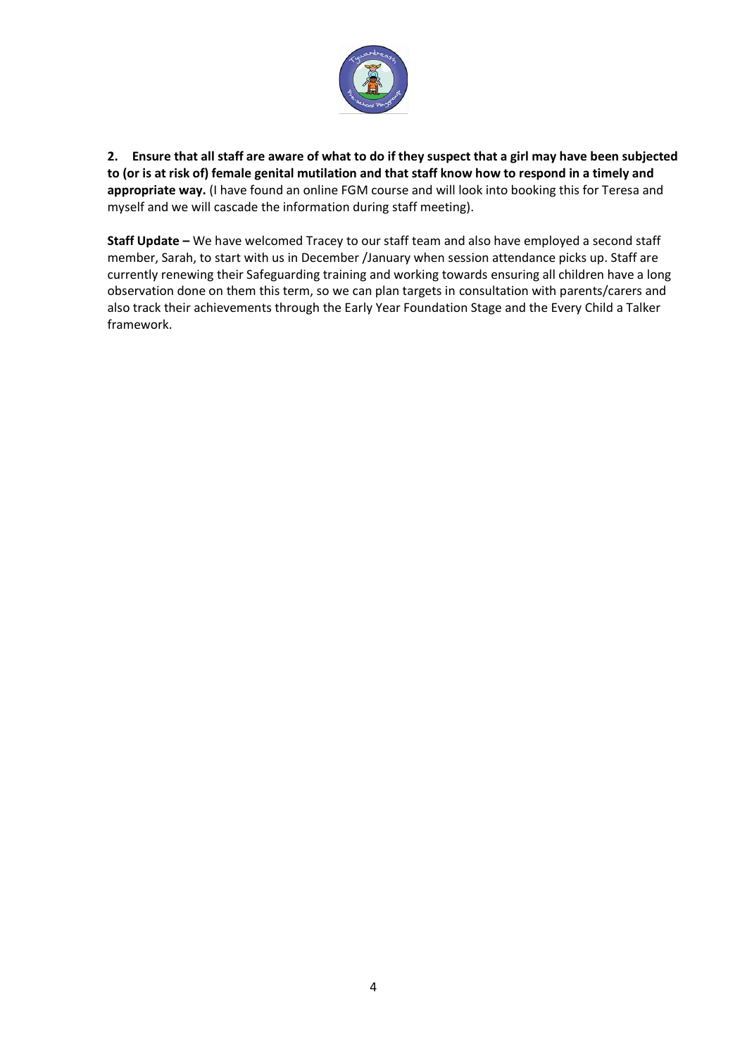**2. Ensure that all staff are aware of what to do if they suspect that a girl may have been subjected to (or is at risk of) female genital mutilation and that staff know how to respond in a timely and appropriate way.** (I have found an online FGM course and will look into booking this for Teresa and myself and we will cascade the information during staff meeting).

**Staff Update –** We have welcomed Tracey to our staff team and also have employed a second staff member, Sarah, to start with us in December /January when session attendance picks up. Staff are currently renewing their Safeguarding training and working towards ensuring all children have a long observation done on them this term, so we can plan targets in consultation with parents/carers and also track their achievements through the Early Year Foundation Stage and the Every Child a Talker framework.